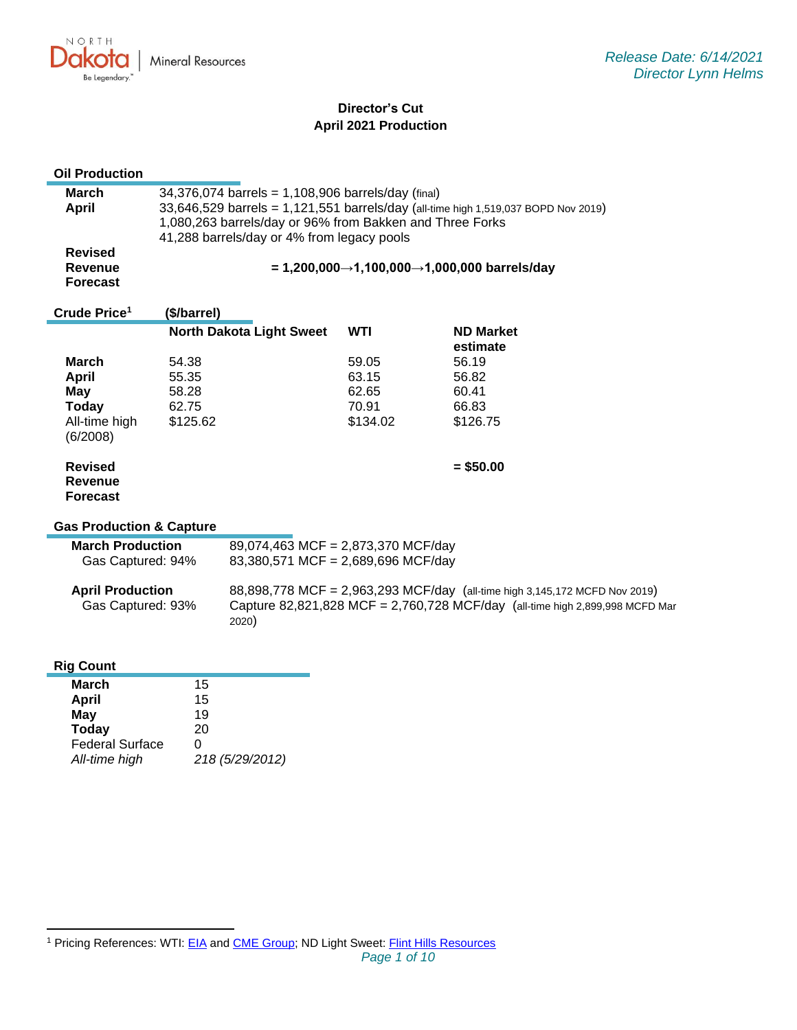North Dakota | Mineral Resources
Be Legendary.™

*Release Date: 6/14/2021*
*Director Lynn Helms*

# Director's Cut
## April 2021 Production

### Oil Production

| | |
|---|---|
| **March** | 34,376,074 barrels = 1,108,906 barrels/day (final) |
| **April** | 33,646,529 barrels = 1,121,551 barrels/day (all-time high 1,519,037 BOPD Nov 2019) |
| | 1,080,263 barrels/day or 96% from Bakken and Three Forks |
| | 41,288 barrels/day or 4% from legacy pools |
| **Revised Revenue Forecast** | **= 1,200,000→1,100,000→1,000,000 barrels/day** |

### Crude Price[1] ($/barrel)

| | North Dakota Light Sweet | WTI | ND Market estimate |
|---|---|---|---|
| **March** | 54.38 | 59.05 | 56.19 |
| **April** | 55.35 | 63.15 | 56.82 |
| **May** | 58.28 | 62.65 | 60.41 |
| **Today** | 62.75 | 70.91 | 66.83 |
| All-time high (6/2008) | $125.62 | $134.02 | $126.75 |
| **Revised Revenue Forecast** | | | **= $50.00** |

### Gas Production & Capture

| | |
|---|---|
| **March Production** | 89,074,463 MCF = 2,873,370 MCF/day |
| Gas Captured: 94% | 83,380,571 MCF = 2,689,696 MCF/day |
| **April Production** | 88,898,778 MCF = 2,963,293 MCF/day (all-time high 3,145,172 MCFD Nov 2019) |
| Gas Captured: 93% | Capture 82,821,828 MCF = 2,760,728 MCF/day (all-time high 2,899,998 MCFD Mar 2020) |

### Rig Count

| | |
|---|---|
| **March** | 15 |
| **April** | 15 |
| **May** | 19 |
| **Today** | 20 |
| Federal Surface | 0 |
| *All-time high* | *218 (5/29/2012)* |

[1] Pricing References: WTI: EIA and CME Group; ND Light Sweet: Flint Hills Resources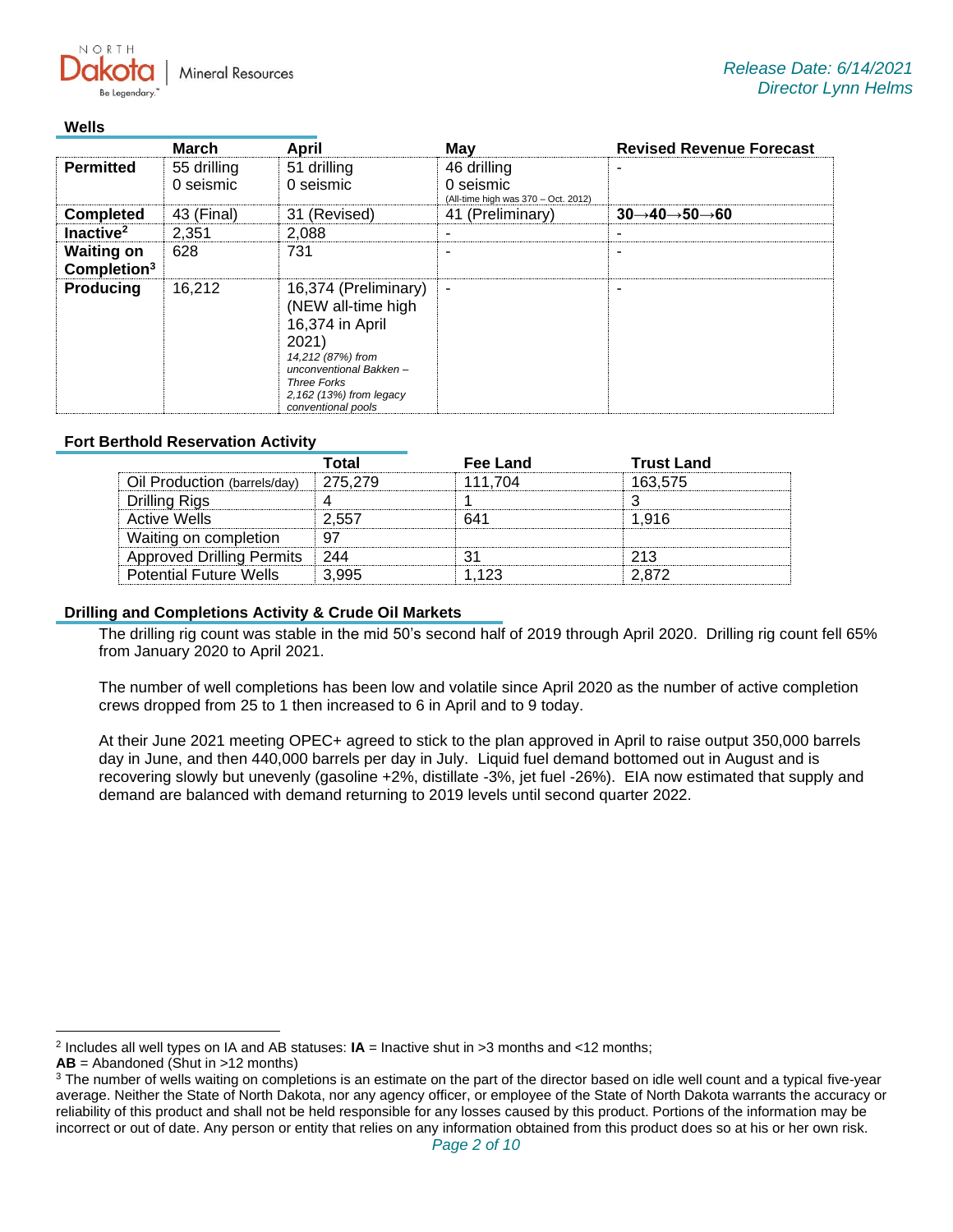### Wells

| | March | April | May | Revised Revenue Forecast |
|---|---|---|---|---|
| **Permitted** | 55 drilling<br>0 seismic | 51 drilling<br>0 seismic | 46 drilling<br>0 seismic<br>(All-time high was 370 – Oct. 2012) | - |
| **Completed** | 43 (Final) | 31 (Revised) | 41 (Preliminary) | **30→40→50→60** |
| **Inactive**[2] | 2,351 | 2,088 | - | - |
| **Waiting on Completion**[3] | 628 | 731 | - | - |
| **Producing** | 16,212 | 16,374 (Preliminary) (NEW all-time high 16,374 in April 2021)<br>*14,212 (87%) from unconventional Bakken – Three Forks*<br>*2,162 (13%) from legacy conventional pools* | - | - |

### Fort Berthold Reservation Activity

| | Total | Fee Land | Trust Land |
|---|---|---|---|
| Oil Production (barrels/day) | 275,279 | 111,704 | 163,575 |
| Drilling Rigs | 4 | 1 | 3 |
| Active Wells | 2,557 | 641 | 1,916 |
| Waiting on completion | 97 | | |
| Approved Drilling Permits | 244 | 31 | 213 |
| Potential Future Wells | 3,995 | 1,123 | 2,872 |

### Drilling and Completions Activity & Crude Oil Markets

The drilling rig count was stable in the mid 50's second half of 2019 through April 2020. Drilling rig count fell 65% from January 2020 to April 2021.

The number of well completions has been low and volatile since April 2020 as the number of active completion crews dropped from 25 to 1 then increased to 6 in April and to 9 today.

At their June 2021 meeting OPEC+ agreed to stick to the plan approved in April to raise output 350,000 barrels day in June, and then 440,000 barrels per day in July. Liquid fuel demand bottomed out in August and is recovering slowly but unevenly (gasoline +2%, distillate -3%, jet fuel -26%). EIA now estimated that supply and demand are balanced with demand returning to 2019 levels until second quarter 2022.

---

[2] Includes all well types on IA and AB statuses: **IA** = Inactive shut in >3 months and <12 months; **AB** = Abandoned (Shut in >12 months)

[3] The number of wells waiting on completions is an estimate on the part of the director based on idle well count and a typical five-year average. Neither the State of North Dakota, nor any agency officer, or employee of the State of North Dakota warrants the accuracy or reliability of this product and shall not be held responsible for any losses caused by this product. Portions of the information may be incorrect or out of date. Any person or entity that relies on any information obtained from this product does so at his or her own risk.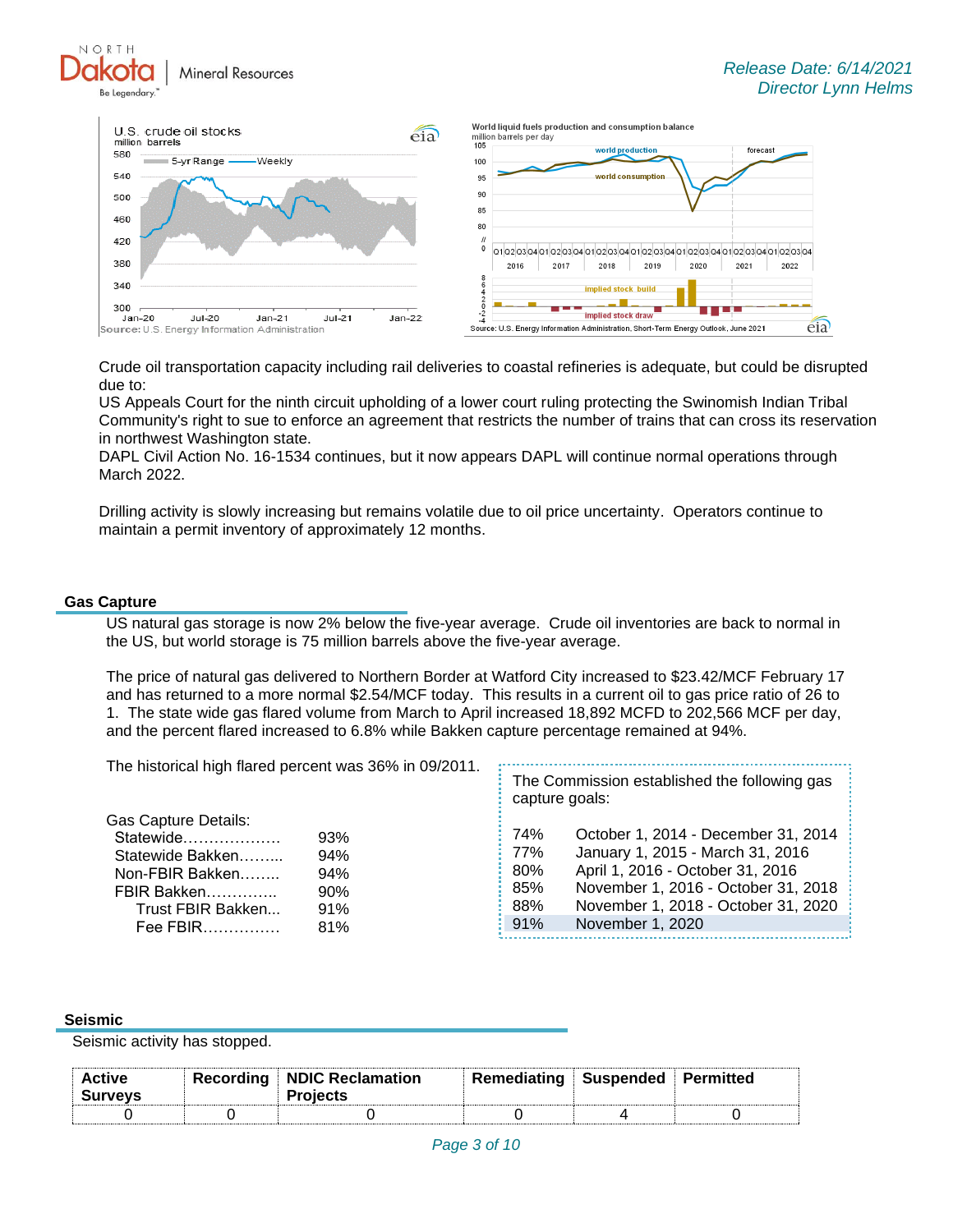Crude oil transportation capacity including rail deliveries to coastal refineries is adequate, but could be disrupted due to:

US Appeals Court for the ninth circuit upholding of a lower court ruling protecting the Swinomish Indian Tribal Community's right to sue to enforce an agreement that restricts the number of trains that can cross its reservation in northwest Washington state.

DAPL Civil Action No. 16-1534 continues, but it now appears DAPL will continue normal operations through March 2022.

Drilling activity is slowly increasing but remains volatile due to oil price uncertainty. Operators continue to maintain a permit inventory of approximately 12 months.

## Gas Capture

US natural gas storage is now 2% below the five-year average. Crude oil inventories are back to normal in the US, but world storage is 75 million barrels above the five-year average.

The price of natural gas delivered to Northern Border at Watford City increased to $23.42/MCF February 17 and has returned to a more normal $2.54/MCF today. This results in a current oil to gas price ratio of 26 to 1. The state wide gas flared volume from March to April increased 18,892 MCFD to 202,566 MCF per day, and the percent flared increased to 6.8% while Bakken capture percentage remained at 94%.

The historical high flared percent was 36% in 09/2011.

Gas Capture Details:

| | |
|---|---|
| Statewide………………. | 93% |
| Statewide Bakken……... | 94% |
| Non-FBIR Bakken…….. | 94% |
| FBIR Bakken………….. | 90% |
| Trust FBIR Bakken... | 91% |
| Fee FBIR…………… | 81% |

The Commission established the following gas capture goals:

| | |
|---|---|
| 74% | October 1, 2014 - December 31, 2014 |
| 77% | January 1, 2015 - March 31, 2016 |
| 80% | April 1, 2016 - October 31, 2016 |
| 85% | November 1, 2016 - October 31, 2018 |
| 88% | November 1, 2018 - October 31, 2020 |
| 91% | November 1, 2020 |

## Seismic

Seismic activity has stopped.

| Active Surveys | Recording | NDIC Reclamation Projects | Remediating | Suspended | Permitted |
|---|---|---|---|---|---|
| 0 | 0 | 0 | 0 | 4 | 0 |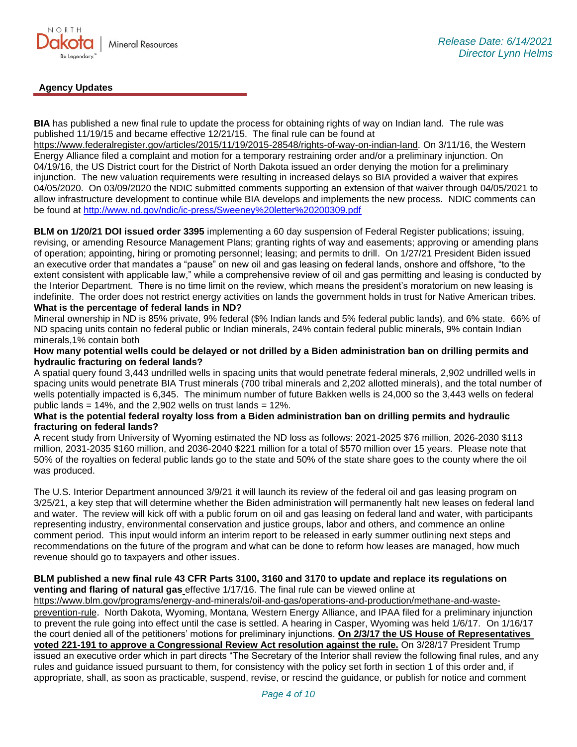## Agency Updates

**BIA** has published a new final rule to update the process for obtaining rights of way on Indian land. The rule was published 11/19/15 and became effective 12/21/15. The final rule can be found at https://www.federalregister.gov/articles/2015/11/19/2015-28548/rights-of-way-on-indian-land. On 3/11/16, the Western Energy Alliance filed a complaint and motion for a temporary restraining order and/or a preliminary injunction. On 04/19/16, the US District court for the District of North Dakota issued an order denying the motion for a preliminary injunction. The new valuation requirements were resulting in increased delays so BIA provided a waiver that expires 04/05/2020. On 03/09/2020 the NDIC submitted comments supporting an extension of that waiver through 04/05/2021 to allow infrastructure development to continue while BIA develops and implements the new process. NDIC comments can be found at http://www.nd.gov/ndic/ic-press/Sweeney%20letter%20200309.pdf

**BLM on 1/20/21 DOI issued order 3395** implementing a 60 day suspension of Federal Register publications; issuing, revising, or amending Resource Management Plans; granting rights of way and easements; approving or amending plans of operation; appointing, hiring or promoting personnel; leasing; and permits to drill. On 1/27/21 President Biden issued an executive order that mandates a "pause" on new oil and gas leasing on federal lands, onshore and offshore, "to the extent consistent with applicable law," while a comprehensive review of oil and gas permitting and leasing is conducted by the Interior Department. There is no time limit on the review, which means the president's moratorium on new leasing is indefinite. The order does not restrict energy activities on lands the government holds in trust for Native American tribes.

**What is the percentage of federal lands in ND?**

Mineral ownership in ND is 85% private, 9% federal ($% Indian lands and 5% federal public lands), and 6% state. 66% of ND spacing units contain no federal public or Indian minerals, 24% contain federal public minerals, 9% contain Indian minerals,1% contain both

**How many potential wells could be delayed or not drilled by a Biden administration ban on drilling permits and hydraulic fracturing on federal lands?**

A spatial query found 3,443 undrilled wells in spacing units that would penetrate federal minerals, 2,902 undrilled wells in spacing units would penetrate BIA Trust minerals (700 tribal minerals and 2,202 allotted minerals), and the total number of wells potentially impacted is 6,345. The minimum number of future Bakken wells is 24,000 so the 3,443 wells on federal public lands = 14%, and the 2,902 wells on trust lands = 12%.

**What is the potential federal royalty loss from a Biden administration ban on drilling permits and hydraulic fracturing on federal lands?**

A recent study from University of Wyoming estimated the ND loss as follows: 2021-2025 $76 million, 2026-2030 $113 million, 2031-2035 $160 million, and 2036-2040 $221 million for a total of $570 million over 15 years. Please note that 50% of the royalties on federal public lands go to the state and 50% of the state share goes to the county where the oil was produced.

The U.S. Interior Department announced 3/9/21 it will launch its review of the federal oil and gas leasing program on 3/25/21, a key step that will determine whether the Biden administration will permanently halt new leases on federal land and water. The review will kick off with a public forum on oil and gas leasing on federal land and water, with participants representing industry, environmental conservation and justice groups, labor and others, and commence an online comment period. This input would inform an interim report to be released in early summer outlining next steps and recommendations on the future of the program and what can be done to reform how leases are managed, how much revenue should go to taxpayers and other issues.

**BLM published a new final rule 43 CFR Parts 3100, 3160 and 3170 to update and replace its regulations on venting and flaring of natural gas** effective 1/17/16. The final rule can be viewed online at https://www.blm.gov/programs/energy-and-minerals/oil-and-gas/operations-and-production/methane-and-waste-prevention-rule. North Dakota, Wyoming, Montana, Western Energy Alliance, and IPAA filed for a preliminary injunction to prevent the rule going into effect until the case is settled. A hearing in Casper, Wyoming was held 1/6/17. On 1/16/17 the court denied all of the petitioners' motions for preliminary injunctions. **On 2/3/17 the US House of Representatives voted 221-191 to approve a Congressional Review Act resolution against the rule.** On 3/28/17 President Trump issued an executive order which in part directs "The Secretary of the Interior shall review the following final rules, and any rules and guidance issued pursuant to them, for consistency with the policy set forth in section 1 of this order and, if appropriate, shall, as soon as practicable, suspend, revise, or rescind the guidance, or publish for notice and comment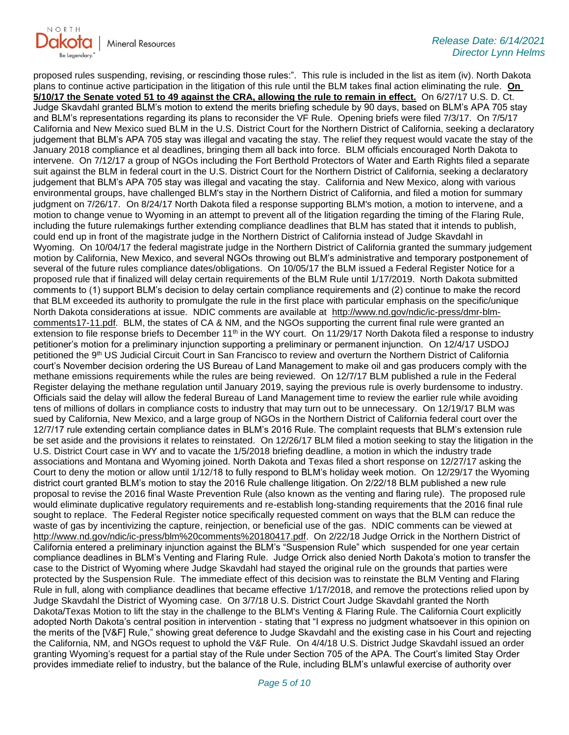proposed rules suspending, revising, or rescinding those rules:". This rule is included in the list as item (iv). North Dakota plans to continue active participation in the litigation of this rule until the BLM takes final action eliminating the rule. **On 5/10/17 the Senate voted 51 to 49 against the CRA, allowing the rule to remain in effect.** On 6/27/17 U.S. D. Ct. Judge Skavdahl granted BLM's motion to extend the merits briefing schedule by 90 days, based on BLM's APA 705 stay and BLM's representations regarding its plans to reconsider the VF Rule. Opening briefs were filed 7/3/17. On 7/5/17 California and New Mexico sued BLM in the U.S. District Court for the Northern District of California, seeking a declaratory judgement that BLM's APA 705 stay was illegal and vacating the stay. The relief they request would vacate the stay of the January 2018 compliance et al deadlines, bringing them all back into force. BLM officials encouraged North Dakota to intervene. On 7/12/17 a group of NGOs including the Fort Berthold Protectors of Water and Earth Rights filed a separate suit against the BLM in federal court in the U.S. District Court for the Northern District of California, seeking a declaratory judgement that BLM's APA 705 stay was illegal and vacating the stay. California and New Mexico, along with various environmental groups, have challenged BLM's stay in the Northern District of California, and filed a motion for summary judgment on 7/26/17. On 8/24/17 North Dakota filed a response supporting BLM's motion, a motion to intervene, and a motion to change venue to Wyoming in an attempt to prevent all of the litigation regarding the timing of the Flaring Rule, including the future rulemakings further extending compliance deadlines that BLM has stated that it intends to publish, could end up in front of the magistrate judge in the Northern District of California instead of Judge Skavdahl in Wyoming. On 10/04/17 the federal magistrate judge in the Northern District of California granted the summary judgement motion by California, New Mexico, and several NGOs throwing out BLM's administrative and temporary postponement of several of the future rules compliance dates/obligations. On 10/05/17 the BLM issued a Federal Register Notice for a proposed rule that if finalized will delay certain requirements of the BLM Rule until 1/17/2019. North Dakota submitted comments to (1) support BLM's decision to delay certain compliance requirements and (2) continue to make the record that BLM exceeded its authority to promulgate the rule in the first place with particular emphasis on the specific/unique North Dakota considerations at issue. NDIC comments are available at http://www.nd.gov/ndic/ic-press/dmr-blm-comments17-11.pdf. BLM, the states of CA & NM, and the NGOs supporting the current final rule were granted an extension to file response briefs to December 11th in the WY court. On 11/29/17 North Dakota filed a response to industry petitioner's motion for a preliminary injunction supporting a preliminary or permanent injunction. On 12/4/17 USDOJ petitioned the 9th US Judicial Circuit Court in San Francisco to review and overturn the Northern District of California court's November decision ordering the US Bureau of Land Management to make oil and gas producers comply with the methane emissions requirements while the rules are being reviewed. On 12/7/17 BLM published a rule in the Federal Register delaying the methane regulation until January 2019, saying the previous rule is overly burdensome to industry. Officials said the delay will allow the federal Bureau of Land Management time to review the earlier rule while avoiding tens of millions of dollars in compliance costs to industry that may turn out to be unnecessary. On 12/19/17 BLM was sued by California, New Mexico, and a large group of NGOs in the Northern District of California federal court over the 12/7/17 rule extending certain compliance dates in BLM's 2016 Rule. The complaint requests that BLM's extension rule be set aside and the provisions it relates to reinstated. On 12/26/17 BLM filed a motion seeking to stay the litigation in the U.S. District Court case in WY and to vacate the 1/5/2018 briefing deadline, a motion in which the industry trade associations and Montana and Wyoming joined. North Dakota and Texas filed a short response on 12/27/17 asking the Court to deny the motion or allow until 1/12/18 to fully respond to BLM's holiday week motion. On 12/29/17 the Wyoming district court granted BLM's motion to stay the 2016 Rule challenge litigation. On 2/22/18 BLM published a new rule proposal to revise the 2016 final Waste Prevention Rule (also known as the venting and flaring rule). The proposed rule would eliminate duplicative regulatory requirements and re-establish long-standing requirements that the 2016 final rule sought to replace. The Federal Register notice specifically requested comment on ways that the BLM can reduce the waste of gas by incentivizing the capture, reinjection, or beneficial use of the gas. NDIC comments can be viewed at http://www.nd.gov/ndic/ic-press/blm%20comments%20180417.pdf. On 2/22/18 Judge Orrick in the Northern District of California entered a preliminary injunction against the BLM's "Suspension Rule" which suspended for one year certain compliance deadlines in BLM's Venting and Flaring Rule. Judge Orrick also denied North Dakota's motion to transfer the case to the District of Wyoming where Judge Skavdahl had stayed the original rule on the grounds that parties were protected by the Suspension Rule. The immediate effect of this decision was to reinstate the BLM Venting and Flaring Rule in full, along with compliance deadlines that became effective 1/17/2018, and remove the protections relied upon by Judge Skavdahl the District of Wyoming case. On 3/7/18 U.S. District Court Judge Skavdahl granted the North Dakota/Texas Motion to lift the stay in the challenge to the BLM's Venting & Flaring Rule. The California Court explicitly adopted North Dakota's central position in intervention - stating that "I express no judgment whatsoever in this opinion on the merits of the [V&F] Rule," showing great deference to Judge Skavdahl and the existing case in his Court and rejecting the California, NM, and NGOs request to uphold the V&F Rule. On 4/4/18 U.S. District Judge Skavdahl issued an order granting Wyoming's request for a partial stay of the Rule under Section 705 of the APA. The Court's limited Stay Order provides immediate relief to industry, but the balance of the Rule, including BLM's unlawful exercise of authority over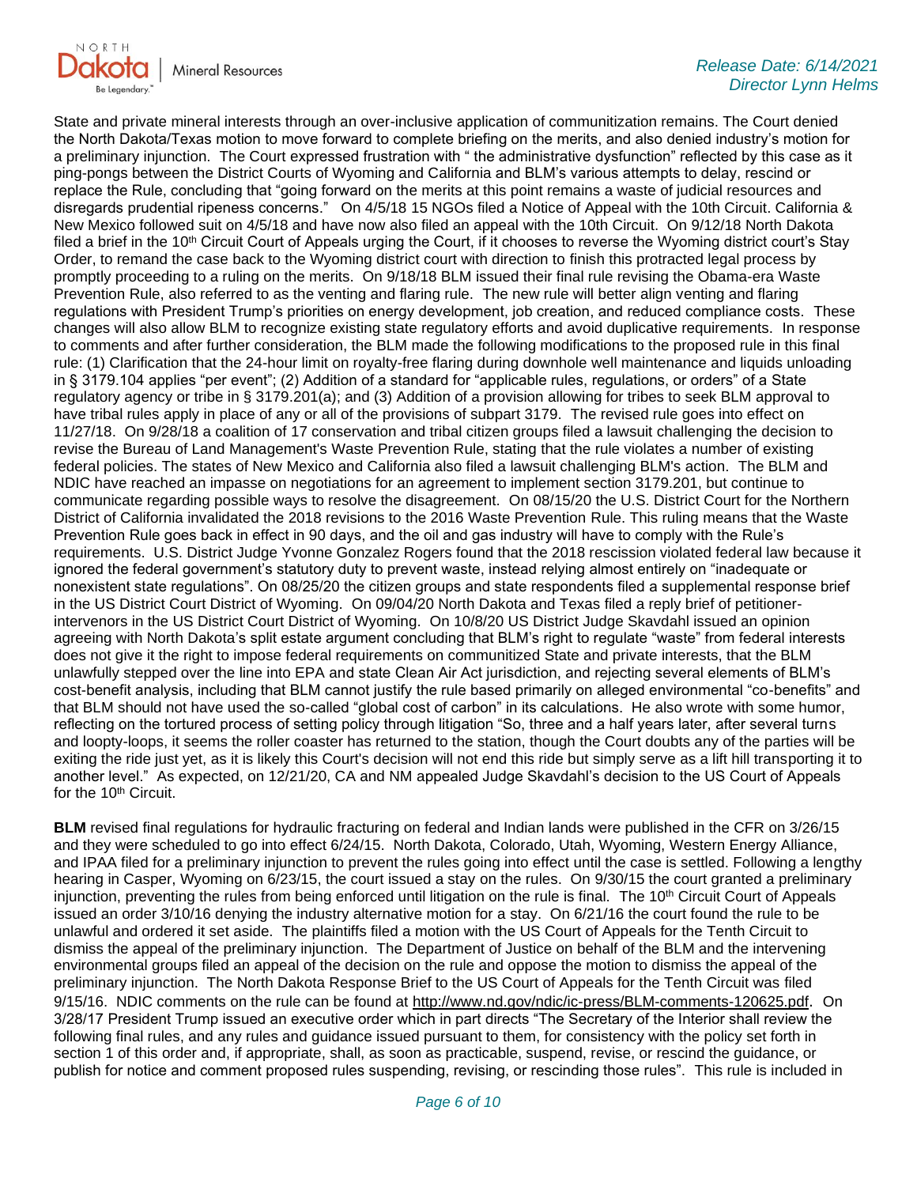State and private mineral interests through an over-inclusive application of communitization remains. The Court denied the North Dakota/Texas motion to move forward to complete briefing on the merits, and also denied industry's motion for a preliminary injunction. The Court expressed frustration with " the administrative dysfunction" reflected by this case as it ping-pongs between the District Courts of Wyoming and California and BLM's various attempts to delay, rescind or replace the Rule, concluding that "going forward on the merits at this point remains a waste of judicial resources and disregards prudential ripeness concerns." On 4/5/18 15 NGOs filed a Notice of Appeal with the 10th Circuit. California & New Mexico followed suit on 4/5/18 and have now also filed an appeal with the 10th Circuit. On 9/12/18 North Dakota filed a brief in the 10th Circuit Court of Appeals urging the Court, if it chooses to reverse the Wyoming district court's Stay Order, to remand the case back to the Wyoming district court with direction to finish this protracted legal process by promptly proceeding to a ruling on the merits. On 9/18/18 BLM issued their final rule revising the Obama-era Waste Prevention Rule, also referred to as the venting and flaring rule. The new rule will better align venting and flaring regulations with President Trump's priorities on energy development, job creation, and reduced compliance costs. These changes will also allow BLM to recognize existing state regulatory efforts and avoid duplicative requirements. In response to comments and after further consideration, the BLM made the following modifications to the proposed rule in this final rule: (1) Clarification that the 24-hour limit on royalty-free flaring during downhole well maintenance and liquids unloading in § 3179.104 applies "per event"; (2) Addition of a standard for "applicable rules, regulations, or orders" of a State regulatory agency or tribe in § 3179.201(a); and (3) Addition of a provision allowing for tribes to seek BLM approval to have tribal rules apply in place of any or all of the provisions of subpart 3179. The revised rule goes into effect on 11/27/18. On 9/28/18 a coalition of 17 conservation and tribal citizen groups filed a lawsuit challenging the decision to revise the Bureau of Land Management's Waste Prevention Rule, stating that the rule violates a number of existing federal policies. The states of New Mexico and California also filed a lawsuit challenging BLM's action. The BLM and NDIC have reached an impasse on negotiations for an agreement to implement section 3179.201, but continue to communicate regarding possible ways to resolve the disagreement. On 08/15/20 the U.S. District Court for the Northern District of California invalidated the 2018 revisions to the 2016 Waste Prevention Rule. This ruling means that the Waste Prevention Rule goes back in effect in 90 days, and the oil and gas industry will have to comply with the Rule's requirements. U.S. District Judge Yvonne Gonzalez Rogers found that the 2018 rescission violated federal law because it ignored the federal government's statutory duty to prevent waste, instead relying almost entirely on "inadequate or nonexistent state regulations". On 08/25/20 the citizen groups and state respondents filed a supplemental response brief in the US District Court District of Wyoming. On 09/04/20 North Dakota and Texas filed a reply brief of petitioner-intervenors in the US District Court District of Wyoming. On 10/8/20 US District Judge Skavdahl issued an opinion agreeing with North Dakota's split estate argument concluding that BLM's right to regulate "waste" from federal interests does not give it the right to impose federal requirements on communitized State and private interests, that the BLM unlawfully stepped over the line into EPA and state Clean Air Act jurisdiction, and rejecting several elements of BLM's cost-benefit analysis, including that BLM cannot justify the rule based primarily on alleged environmental "co-benefits" and that BLM should not have used the so-called "global cost of carbon" in its calculations. He also wrote with some humor, reflecting on the tortured process of setting policy through litigation "So, three and a half years later, after several turns and loopty-loops, it seems the roller coaster has returned to the station, though the Court doubts any of the parties will be exiting the ride just yet, as it is likely this Court's decision will not end this ride but simply serve as a lift hill transporting it to another level." As expected, on 12/21/20, CA and NM appealed Judge Skavdahl's decision to the US Court of Appeals for the 10th Circuit.

**BLM** revised final regulations for hydraulic fracturing on federal and Indian lands were published in the CFR on 3/26/15 and they were scheduled to go into effect 6/24/15. North Dakota, Colorado, Utah, Wyoming, Western Energy Alliance, and IPAA filed for a preliminary injunction to prevent the rules going into effect until the case is settled. Following a lengthy hearing in Casper, Wyoming on 6/23/15, the court issued a stay on the rules. On 9/30/15 the court granted a preliminary injunction, preventing the rules from being enforced until litigation on the rule is final. The 10th Circuit Court of Appeals issued an order 3/10/16 denying the industry alternative motion for a stay. On 6/21/16 the court found the rule to be unlawful and ordered it set aside. The plaintiffs filed a motion with the US Court of Appeals for the Tenth Circuit to dismiss the appeal of the preliminary injunction. The Department of Justice on behalf of the BLM and the intervening environmental groups filed an appeal of the decision on the rule and oppose the motion to dismiss the appeal of the preliminary injunction. The North Dakota Response Brief to the US Court of Appeals for the Tenth Circuit was filed 9/15/16. NDIC comments on the rule can be found at http://www.nd.gov/ndic/ic-press/BLM-comments-120625.pdf. On 3/28/17 President Trump issued an executive order which in part directs "The Secretary of the Interior shall review the following final rules, and any rules and guidance issued pursuant to them, for consistency with the policy set forth in section 1 of this order and, if appropriate, shall, as soon as practicable, suspend, revise, or rescind the guidance, or publish for notice and comment proposed rules suspending, revising, or rescinding those rules". This rule is included in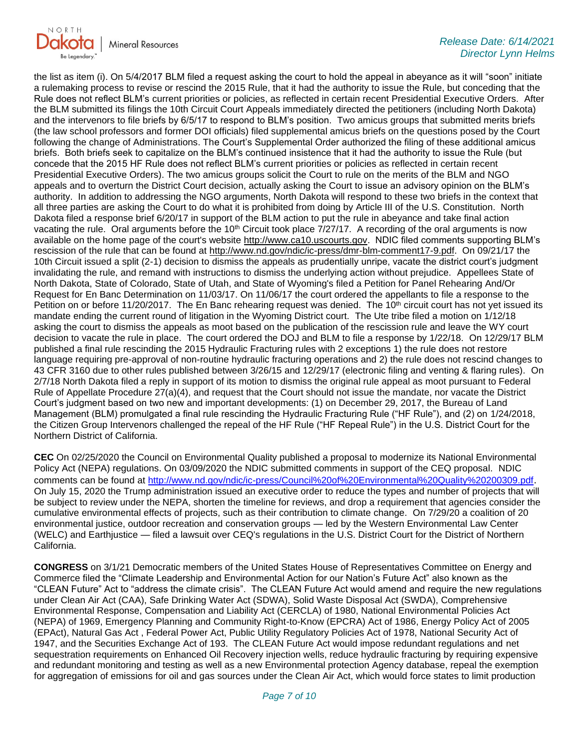the list as item (i). On 5/4/2017 BLM filed a request asking the court to hold the appeal in abeyance as it will "soon" initiate a rulemaking process to revise or rescind the 2015 Rule, that it had the authority to issue the Rule, but conceding that the Rule does not reflect BLM's current priorities or policies, as reflected in certain recent Presidential Executive Orders. After the BLM submitted its filings the 10th Circuit Court Appeals immediately directed the petitioners (including North Dakota) and the intervenors to file briefs by 6/5/17 to respond to BLM's position. Two amicus groups that submitted merits briefs (the law school professors and former DOI officials) filed supplemental amicus briefs on the questions posed by the Court following the change of Administrations. The Court's Supplemental Order authorized the filing of these additional amicus briefs. Both briefs seek to capitalize on the BLM's continued insistence that it had the authority to issue the Rule (but concede that the 2015 HF Rule does not reflect BLM's current priorities or policies as reflected in certain recent Presidential Executive Orders). The two amicus groups solicit the Court to rule on the merits of the BLM and NGO appeals and to overturn the District Court decision, actually asking the Court to issue an advisory opinion on the BLM's authority. In addition to addressing the NGO arguments, North Dakota will respond to these two briefs in the context that all three parties are asking the Court to do what it is prohibited from doing by Article III of the U.S. Constitution. North Dakota filed a response brief 6/20/17 in support of the BLM action to put the rule in abeyance and take final action vacating the rule. Oral arguments before the 10th Circuit took place 7/27/17. A recording of the oral arguments is now available on the home page of the court's website http://www.ca10.uscourts.gov. NDIC filed comments supporting BLM's rescission of the rule that can be found at http://www.nd.gov/ndic/ic-press/dmr-blm-comment17-9.pdf. On 09/21/17 the 10th Circuit issued a split (2-1) decision to dismiss the appeals as prudentially unripe, vacate the district court's judgment invalidating the rule, and remand with instructions to dismiss the underlying action without prejudice. Appellees State of North Dakota, State of Colorado, State of Utah, and State of Wyoming's filed a Petition for Panel Rehearing And/Or Request for En Banc Determination on 11/03/17. On 11/06/17 the court ordered the appellants to file a response to the Petition on or before 11/20/2017. The En Banc rehearing request was denied. The 10th circuit court has not yet issued its mandate ending the current round of litigation in the Wyoming District court. The Ute tribe filed a motion on 1/12/18 asking the court to dismiss the appeals as moot based on the publication of the rescission rule and leave the WY court decision to vacate the rule in place. The court ordered the DOJ and BLM to file a response by 1/22/18. On 12/29/17 BLM published a final rule rescinding the 2015 Hydraulic Fracturing rules with 2 exceptions 1) the rule does not restore language requiring pre-approval of non-routine hydraulic fracturing operations and 2) the rule does not rescind changes to 43 CFR 3160 due to other rules published between 3/26/15 and 12/29/17 (electronic filing and venting & flaring rules). On 2/7/18 North Dakota filed a reply in support of its motion to dismiss the original rule appeal as moot pursuant to Federal Rule of Appellate Procedure 27(a)(4), and request that the Court should not issue the mandate, nor vacate the District Court's judgment based on two new and important developments: (1) on December 29, 2017, the Bureau of Land Management (BLM) promulgated a final rule rescinding the Hydraulic Fracturing Rule ("HF Rule"), and (2) on 1/24/2018, the Citizen Group Intervenors challenged the repeal of the HF Rule ("HF Repeal Rule") in the U.S. District Court for the Northern District of California.

**CEC** On 02/25/2020 the Council on Environmental Quality published a proposal to modernize its National Environmental Policy Act (NEPA) regulations. On 03/09/2020 the NDIC submitted comments in support of the CEQ proposal. NDIC comments can be found at http://www.nd.gov/ndic/ic-press/Council%20of%20Environmental%20Quality%20200309.pdf. On July 15, 2020 the Trump administration issued an executive order to reduce the types and number of projects that will be subject to review under the NEPA, shorten the timeline for reviews, and drop a requirement that agencies consider the cumulative environmental effects of projects, such as their contribution to climate change. On 7/29/20 a coalition of 20 environmental justice, outdoor recreation and conservation groups — led by the Western Environmental Law Center (WELC) and Earthjustice — filed a lawsuit over CEQ's regulations in the U.S. District Court for the District of Northern California.

**CONGRESS** on 3/1/21 Democratic members of the United States House of Representatives Committee on Energy and Commerce filed the "Climate Leadership and Environmental Action for our Nation's Future Act" also known as the "CLEAN Future" Act to "address the climate crisis". The CLEAN Future Act would amend and require the new regulations under Clean Air Act (CAA), Safe Drinking Water Act (SDWA), Solid Waste Disposal Act (SWDA), Comprehensive Environmental Response, Compensation and Liability Act (CERCLA) of 1980, National Environmental Policies Act (NEPA) of 1969, Emergency Planning and Community Right-to-Know (EPCRA) Act of 1986, Energy Policy Act of 2005 (EPAct), Natural Gas Act , Federal Power Act, Public Utility Regulatory Policies Act of 1978, National Security Act of 1947, and the Securities Exchange Act of 193. The CLEAN Future Act would impose redundant regulations and net sequestration requirements on Enhanced Oil Recovery injection wells, reduce hydraulic fracturing by requiring expensive and redundant monitoring and testing as well as a new Environmental protection Agency database, repeal the exemption for aggregation of emissions for oil and gas sources under the Clean Air Act, which would force states to limit production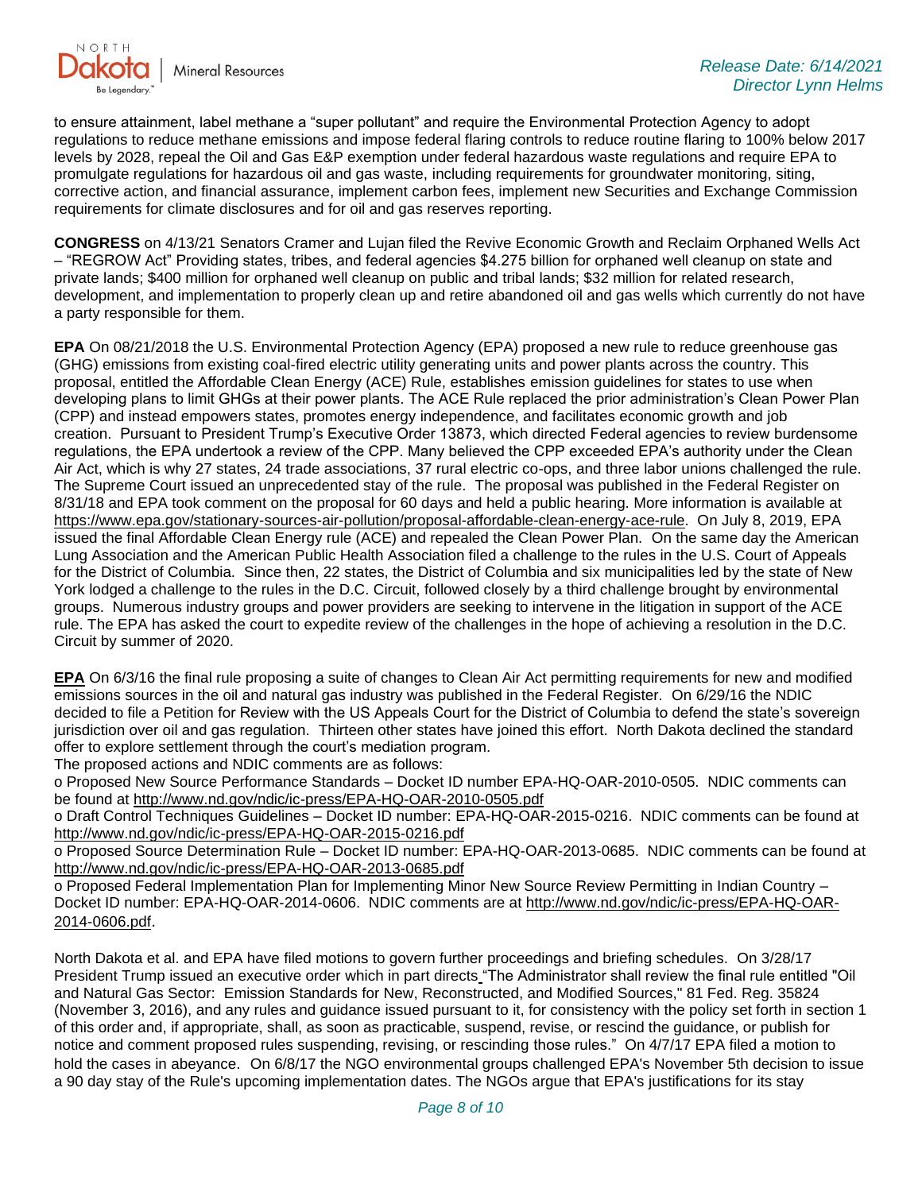to ensure attainment, label methane a “super pollutant” and require the Environmental Protection Agency to adopt regulations to reduce methane emissions and impose federal flaring controls to reduce routine flaring to 100% below 2017 levels by 2028, repeal the Oil and Gas E&P exemption under federal hazardous waste regulations and require EPA to promulgate regulations for hazardous oil and gas waste, including requirements for groundwater monitoring, siting, corrective action, and financial assurance, implement carbon fees, implement new Securities and Exchange Commission requirements for climate disclosures and for oil and gas reserves reporting.

**CONGRESS** on 4/13/21 Senators Cramer and Lujan filed the Revive Economic Growth and Reclaim Orphaned Wells Act – “REGROW Act” Providing states, tribes, and federal agencies $4.275 billion for orphaned well cleanup on state and private lands; $400 million for orphaned well cleanup on public and tribal lands; $32 million for related research, development, and implementation to properly clean up and retire abandoned oil and gas wells which currently do not have a party responsible for them.

**EPA** On 08/21/2018 the U.S. Environmental Protection Agency (EPA) proposed a new rule to reduce greenhouse gas (GHG) emissions from existing coal-fired electric utility generating units and power plants across the country. This proposal, entitled the Affordable Clean Energy (ACE) Rule, establishes emission guidelines for states to use when developing plans to limit GHGs at their power plants. The ACE Rule replaced the prior administration’s Clean Power Plan (CPP) and instead empowers states, promotes energy independence, and facilitates economic growth and job creation. Pursuant to President Trump’s Executive Order 13873, which directed Federal agencies to review burdensome regulations, the EPA undertook a review of the CPP. Many believed the CPP exceeded EPA’s authority under the Clean Air Act, which is why 27 states, 24 trade associations, 37 rural electric co-ops, and three labor unions challenged the rule. The Supreme Court issued an unprecedented stay of the rule. The proposal was published in the Federal Register on 8/31/18 and EPA took comment on the proposal for 60 days and held a public hearing. More information is available at https://www.epa.gov/stationary-sources-air-pollution/proposal-affordable-clean-energy-ace-rule. On July 8, 2019, EPA issued the final Affordable Clean Energy rule (ACE) and repealed the Clean Power Plan. On the same day the American Lung Association and the American Public Health Association filed a challenge to the rules in the U.S. Court of Appeals for the District of Columbia. Since then, 22 states, the District of Columbia and six municipalities led by the state of New York lodged a challenge to the rules in the D.C. Circuit, followed closely by a third challenge brought by environmental groups. Numerous industry groups and power providers are seeking to intervene in the litigation in support of the ACE rule. The EPA has asked the court to expedite review of the challenges in the hope of achieving a resolution in the D.C. Circuit by summer of 2020.

**EPA** On 6/3/16 the final rule proposing a suite of changes to Clean Air Act permitting requirements for new and modified emissions sources in the oil and natural gas industry was published in the Federal Register. On 6/29/16 the NDIC decided to file a Petition for Review with the US Appeals Court for the District of Columbia to defend the state’s sovereign jurisdiction over oil and gas regulation. Thirteen other states have joined this effort. North Dakota declined the standard offer to explore settlement through the court’s mediation program.

The proposed actions and NDIC comments are as follows:

- Proposed New Source Performance Standards – Docket ID number EPA-HQ-OAR-2010-0505. NDIC comments can be found at http://www.nd.gov/ndic/ic-press/EPA-HQ-OAR-2010-0505.pdf
- Draft Control Techniques Guidelines – Docket ID number: EPA-HQ-OAR-2015-0216. NDIC comments can be found at http://www.nd.gov/ndic/ic-press/EPA-HQ-OAR-2015-0216.pdf
- Proposed Source Determination Rule – Docket ID number: EPA-HQ-OAR-2013-0685. NDIC comments can be found at http://www.nd.gov/ndic/ic-press/EPA-HQ-OAR-2013-0685.pdf
- Proposed Federal Implementation Plan for Implementing Minor New Source Review Permitting in Indian Country – Docket ID number: EPA-HQ-OAR-2014-0606. NDIC comments are at http://www.nd.gov/ndic/ic-press/EPA-HQ-OAR-2014-0606.pdf.

North Dakota et al. and EPA have filed motions to govern further proceedings and briefing schedules. On 3/28/17 President Trump issued an executive order which in part directs “The Administrator shall review the final rule entitled "Oil and Natural Gas Sector: Emission Standards for New, Reconstructed, and Modified Sources," 81 Fed. Reg. 35824 (November 3, 2016), and any rules and guidance issued pursuant to it, for consistency with the policy set forth in section 1 of this order and, if appropriate, shall, as soon as practicable, suspend, revise, or rescind the guidance, or publish for notice and comment proposed rules suspending, revising, or rescinding those rules.” On 4/7/17 EPA filed a motion to hold the cases in abeyance. On 6/8/17 the NGO environmental groups challenged EPA's November 5th decision to issue a 90 day stay of the Rule's upcoming implementation dates. The NGOs argue that EPA's justifications for its stay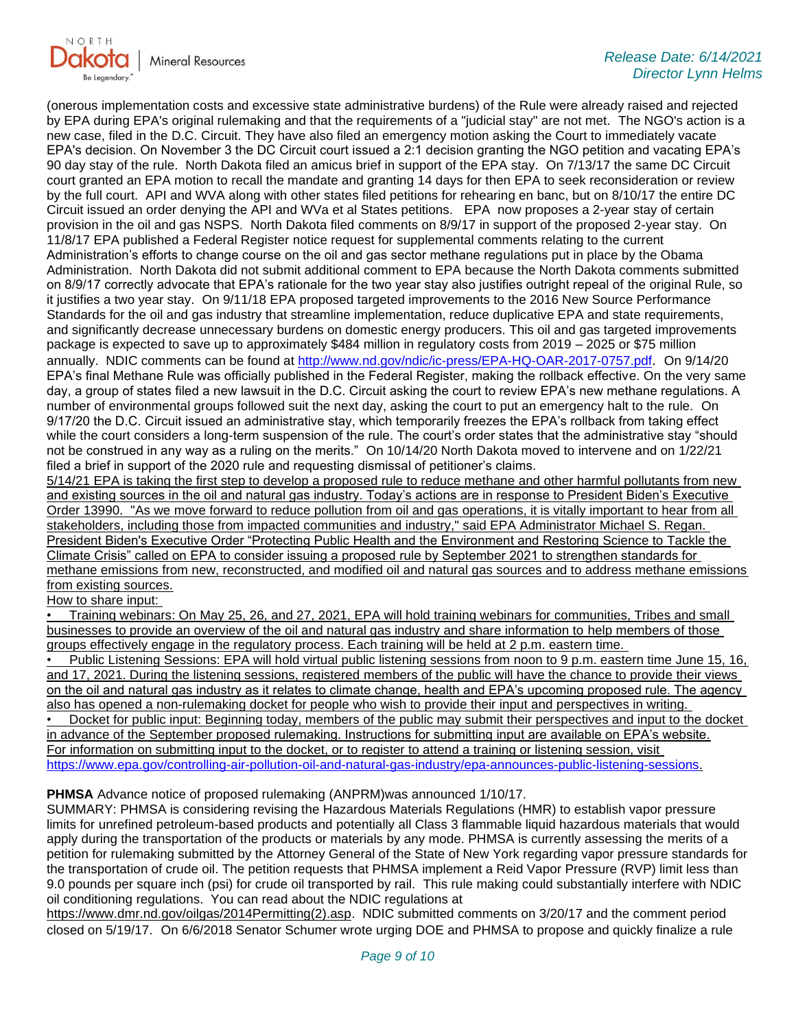(onerous implementation costs and excessive state administrative burdens) of the Rule were already raised and rejected by EPA during EPA's original rulemaking and that the requirements of a "judicial stay" are not met. The NGO's action is a new case, filed in the D.C. Circuit. They have also filed an emergency motion asking the Court to immediately vacate EPA's decision. On November 3 the DC Circuit court issued a 2:1 decision granting the NGO petition and vacating EPA's 90 day stay of the rule. North Dakota filed an amicus brief in support of the EPA stay. On 7/13/17 the same DC Circuit court granted an EPA motion to recall the mandate and granting 14 days for then EPA to seek reconsideration or review by the full court. API and WVA along with other states filed petitions for rehearing en banc, but on 8/10/17 the entire DC Circuit issued an order denying the API and WVa et al States petitions. EPA now proposes a 2-year stay of certain provision in the oil and gas NSPS. North Dakota filed comments on 8/9/17 in support of the proposed 2-year stay. On 11/8/17 EPA published a Federal Register notice request for supplemental comments relating to the current Administration's efforts to change course on the oil and gas sector methane regulations put in place by the Obama Administration. North Dakota did not submit additional comment to EPA because the North Dakota comments submitted on 8/9/17 correctly advocate that EPA's rationale for the two year stay also justifies outright repeal of the original Rule, so it justifies a two year stay. On 9/11/18 EPA proposed targeted improvements to the 2016 New Source Performance Standards for the oil and gas industry that streamline implementation, reduce duplicative EPA and state requirements, and significantly decrease unnecessary burdens on domestic energy producers. This oil and gas targeted improvements package is expected to save up to approximately $484 million in regulatory costs from 2019 – 2025 or $75 million annually. NDIC comments can be found at http://www.nd.gov/ndic/ic-press/EPA-HQ-OAR-2017-0757.pdf. On 9/14/20 EPA's final Methane Rule was officially published in the Federal Register, making the rollback effective. On the very same day, a group of states filed a new lawsuit in the D.C. Circuit asking the court to review EPA's new methane regulations. A number of environmental groups followed suit the next day, asking the court to put an emergency halt to the rule. On 9/17/20 the D.C. Circuit issued an administrative stay, which temporarily freezes the EPA's rollback from taking effect while the court considers a long-term suspension of the rule. The court's order states that the administrative stay "should not be construed in any way as a ruling on the merits." On 10/14/20 North Dakota moved to intervene and on 1/22/21 filed a brief in support of the 2020 rule and requesting dismissal of petitioner's claims.

5/14/21 EPA is taking the first step to develop a proposed rule to reduce methane and other harmful pollutants from new and existing sources in the oil and natural gas industry. Today's actions are in response to President Biden's Executive Order 13990. "As we move forward to reduce pollution from oil and gas operations, it is vitally important to hear from all stakeholders, including those from impacted communities and industry," said EPA Administrator Michael S. Regan. President Biden's Executive Order "Protecting Public Health and the Environment and Restoring Science to Tackle the Climate Crisis" called on EPA to consider issuing a proposed rule by September 2021 to strengthen standards for methane emissions from new, reconstructed, and modified oil and natural gas sources and to address methane emissions from existing sources.

How to share input:

- Training webinars: On May 25, 26, and 27, 2021, EPA will hold training webinars for communities, Tribes and small businesses to provide an overview of the oil and natural gas industry and share information to help members of those groups effectively engage in the regulatory process. Each training will be held at 2 p.m. eastern time.
- Public Listening Sessions: EPA will hold virtual public listening sessions from noon to 9 p.m. eastern time June 15, 16, and 17, 2021. During the listening sessions, registered members of the public will have the chance to provide their views on the oil and natural gas industry as it relates to climate change, health and EPA's upcoming proposed rule. The agency also has opened a non-rulemaking docket for people who wish to provide their input and perspectives in writing.
- Docket for public input: Beginning today, members of the public may submit their perspectives and input to the docket in advance of the September proposed rulemaking. Instructions for submitting input are available on EPA's website.

For information on submitting input to the docket, or to register to attend a training or listening session, visit https://www.epa.gov/controlling-air-pollution-oil-and-natural-gas-industry/epa-announces-public-listening-sessions.

**PHMSA** Advance notice of proposed rulemaking (ANPRM)was announced 1/10/17.

SUMMARY: PHMSA is considering revising the Hazardous Materials Regulations (HMR) to establish vapor pressure limits for unrefined petroleum-based products and potentially all Class 3 flammable liquid hazardous materials that would apply during the transportation of the products or materials by any mode. PHMSA is currently assessing the merits of a petition for rulemaking submitted by the Attorney General of the State of New York regarding vapor pressure standards for the transportation of crude oil. The petition requests that PHMSA implement a Reid Vapor Pressure (RVP) limit less than 9.0 pounds per square inch (psi) for crude oil transported by rail. This rule making could substantially interfere with NDIC oil conditioning regulations. You can read about the NDIC regulations at https://www.dmr.nd.gov/oilgas/2014Permitting(2).asp. NDIC submitted comments on 3/20/17 and the comment period closed on 5/19/17. On 6/6/2018 Senator Schumer wrote urging DOE and PHMSA to propose and quickly finalize a rule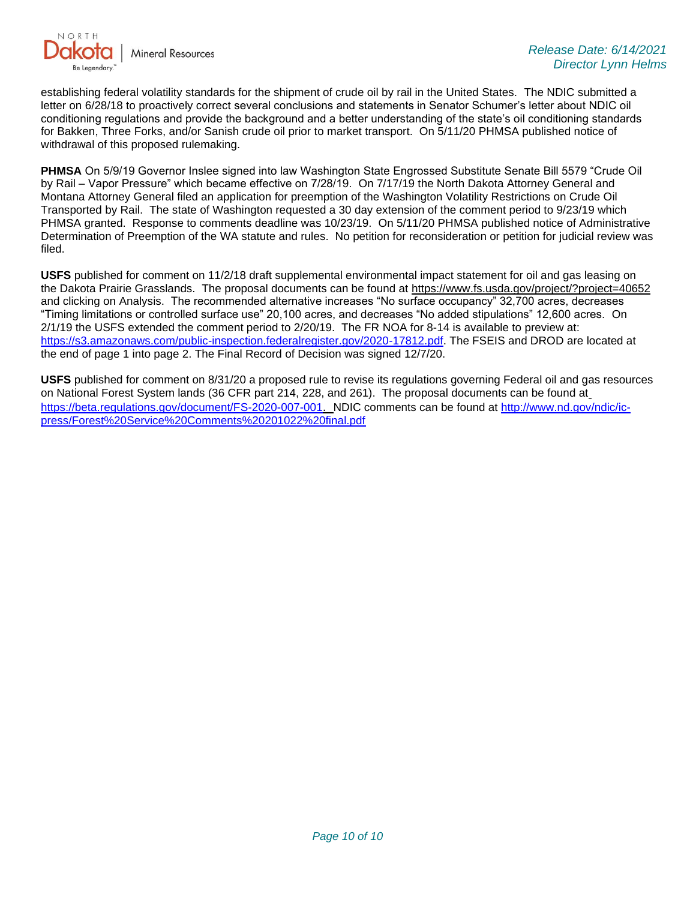establishing federal volatility standards for the shipment of crude oil by rail in the United States. The NDIC submitted a letter on 6/28/18 to proactively correct several conclusions and statements in Senator Schumer's letter about NDIC oil conditioning regulations and provide the background and a better understanding of the state's oil conditioning standards for Bakken, Three Forks, and/or Sanish crude oil prior to market transport. On 5/11/20 PHMSA published notice of withdrawal of this proposed rulemaking.

**PHMSA** On 5/9/19 Governor Inslee signed into law Washington State Engrossed Substitute Senate Bill 5579 "Crude Oil by Rail – Vapor Pressure" which became effective on 7/28/19. On 7/17/19 the North Dakota Attorney General and Montana Attorney General filed an application for preemption of the Washington Volatility Restrictions on Crude Oil Transported by Rail. The state of Washington requested a 30 day extension of the comment period to 9/23/19 which PHMSA granted. Response to comments deadline was 10/23/19. On 5/11/20 PHMSA published notice of Administrative Determination of Preemption of the WA statute and rules. No petition for reconsideration or petition for judicial review was filed.

**USFS** published for comment on 11/2/18 draft supplemental environmental impact statement for oil and gas leasing on the Dakota Prairie Grasslands. The proposal documents can be found at https://www.fs.usda.gov/project/?project=40652 and clicking on Analysis. The recommended alternative increases "No surface occupancy" 32,700 acres, decreases "Timing limitations or controlled surface use" 20,100 acres, and decreases "No added stipulations" 12,600 acres. On 2/1/19 the USFS extended the comment period to 2/20/19. The FR NOA for 8-14 is available to preview at: https://s3.amazonaws.com/public-inspection.federalregister.gov/2020-17812.pdf. The FSEIS and DROD are located at the end of page 1 into page 2. The Final Record of Decision was signed 12/7/20.

**USFS** published for comment on 8/31/20 a proposed rule to revise its regulations governing Federal oil and gas resources on National Forest System lands (36 CFR part 214, 228, and 261). The proposal documents can be found at https://beta.regulations.gov/document/FS-2020-007-001. NDIC comments can be found at http://www.nd.gov/ndic/ic-press/Forest%20Service%20Comments%20201022%20final.pdf